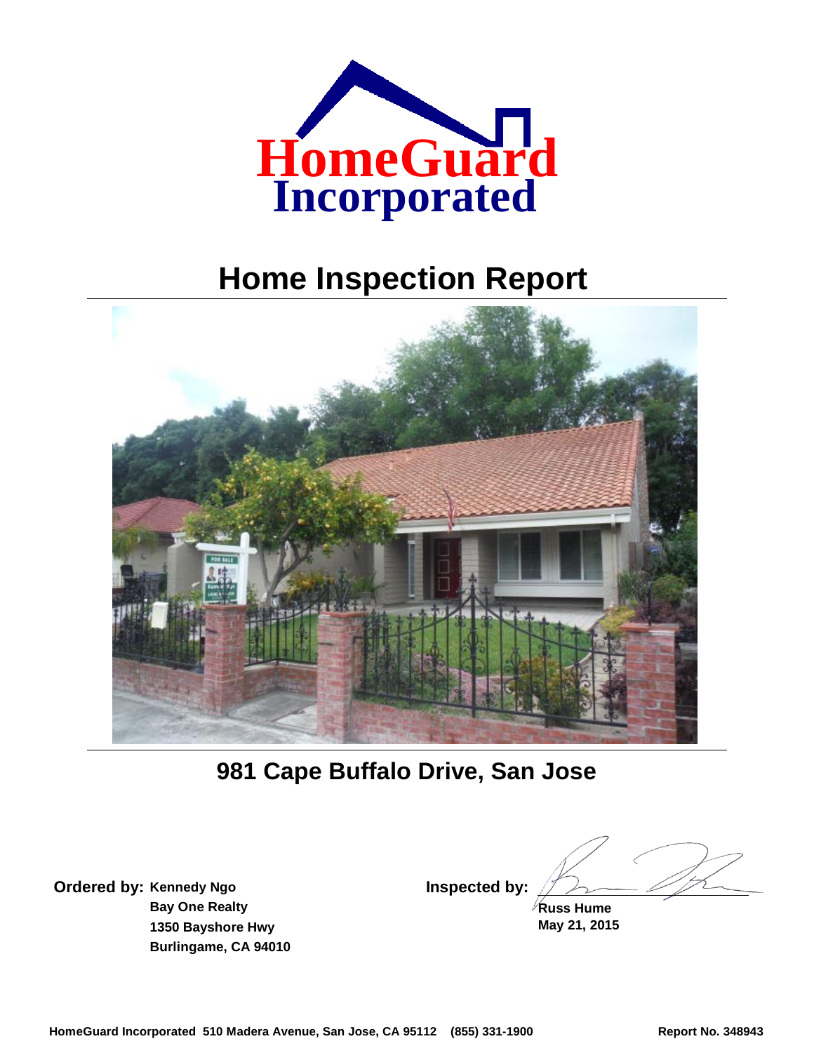# HomeGuard Incorporated

# Home Inspection Report

## 981 Cape Buffalo Drive, San Jose

**Ordered by:** **Kennedy Ngo**
**Bay One Realty**
**1350 Bayshore Hwy**
**Burlingame, CA 94010**

**Inspected by:**
**Russ Hume**
**May 21, 2015**

**HomeGuard Incorporated 510 Madera Avenue, San Jose, CA 95112 (855) 331-1900** **Report No. 348943**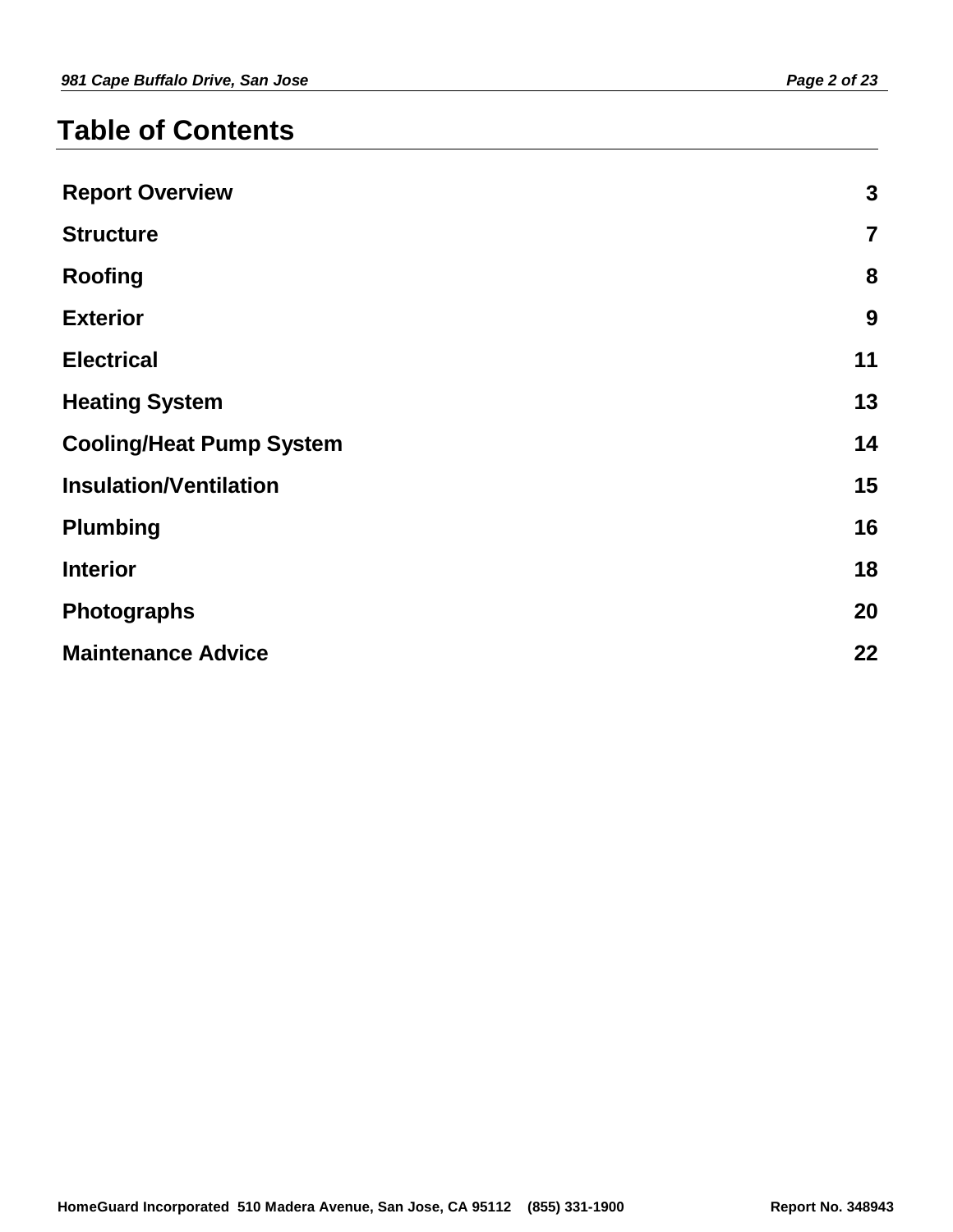# Table of Contents

| Section | Page |
| --- | --- |
| **Report Overview** | **3** |
| **Structure** | **7** |
| **Roofing** | **8** |
| **Exterior** | **9** |
| **Electrical** | **11** |
| **Heating System** | **13** |
| **Cooling/Heat Pump System** | **14** |
| **Insulation/Ventilation** | **15** |
| **Plumbing** | **16** |
| **Interior** | **18** |
| **Photographs** | **20** |
| **Maintenance Advice** | **22** |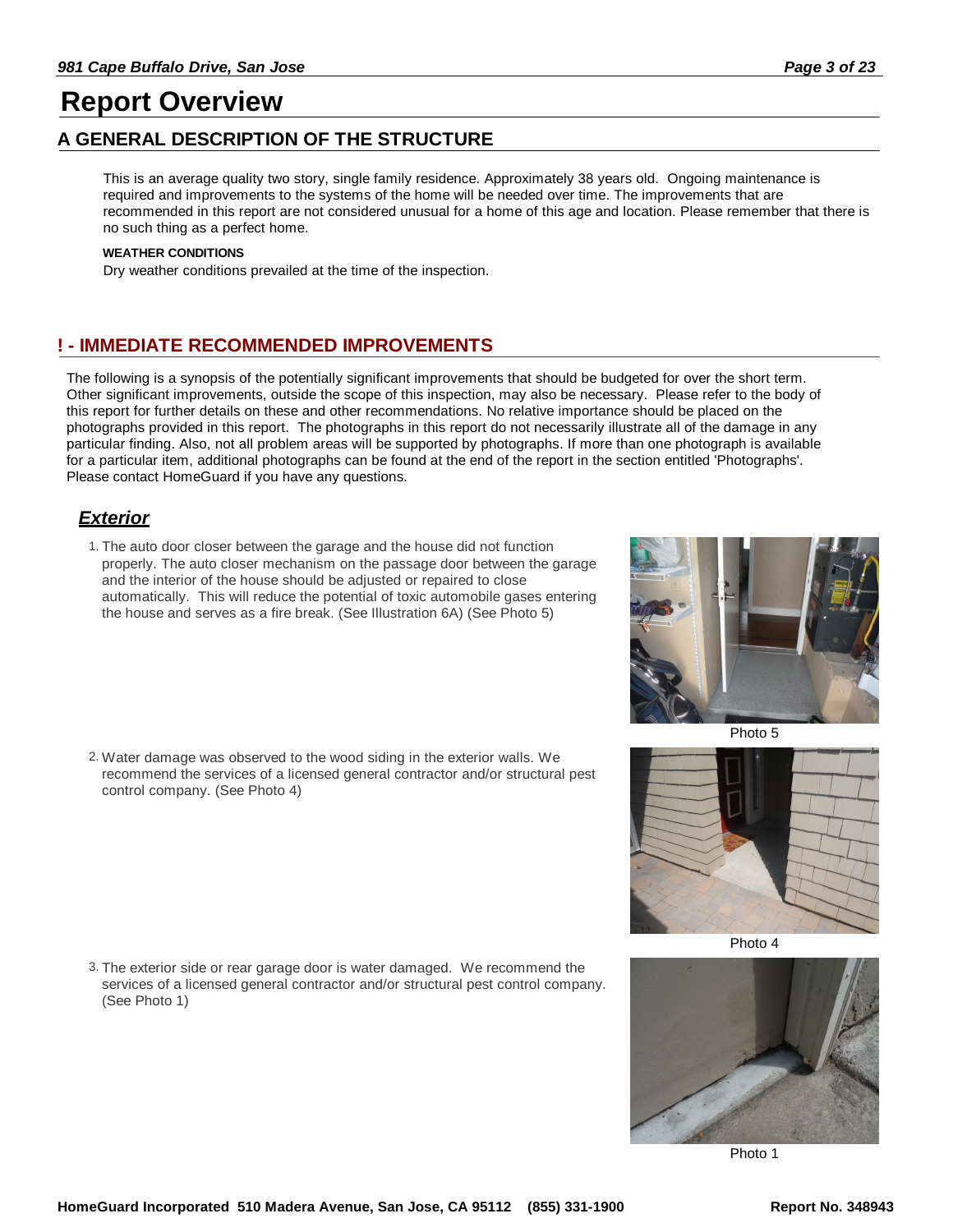# Report Overview

## A GENERAL DESCRIPTION OF THE STRUCTURE

This is an average quality two story, single family residence. Approximately 38 years old. Ongoing maintenance is required and improvements to the systems of the home will be needed over time. The improvements that are recommended in this report are not considered unusual for a home of this age and location. Please remember that there is no such thing as a perfect home.

**WEATHER CONDITIONS**

Dry weather conditions prevailed at the time of the inspection.

## ! - IMMEDIATE RECOMMENDED IMPROVEMENTS

The following is a synopsis of the potentially significant improvements that should be budgeted for over the short term. Other significant improvements, outside the scope of this inspection, may also be necessary. Please refer to the body of this report for further details on these and other recommendations. No relative importance should be placed on the photographs provided in this report. The photographs in this report do not necessarily illustrate all of the damage in any particular finding. Also, not all problem areas will be supported by photographs. If more than one photograph is available for a particular item, additional photographs can be found at the end of the report in the section entitled 'Photographs'. Please contact HomeGuard if you have any questions.

### ***Exterior***

1. The auto door closer between the garage and the house did not function properly. The auto closer mechanism on the passage door between the garage and the interior of the house should be adjusted or repaired to close automatically. This will reduce the potential of toxic automobile gases entering the house and serves as a fire break. (See Illustration 6A) (See Photo 5)

Photo 5

2. Water damage was observed to the wood siding in the exterior walls. We recommend the services of a licensed general contractor and/or structural pest control company. (See Photo 4)

Photo 4

3. The exterior side or rear garage door is water damaged. We recommend the services of a licensed general contractor and/or structural pest control company. (See Photo 1)

Photo 1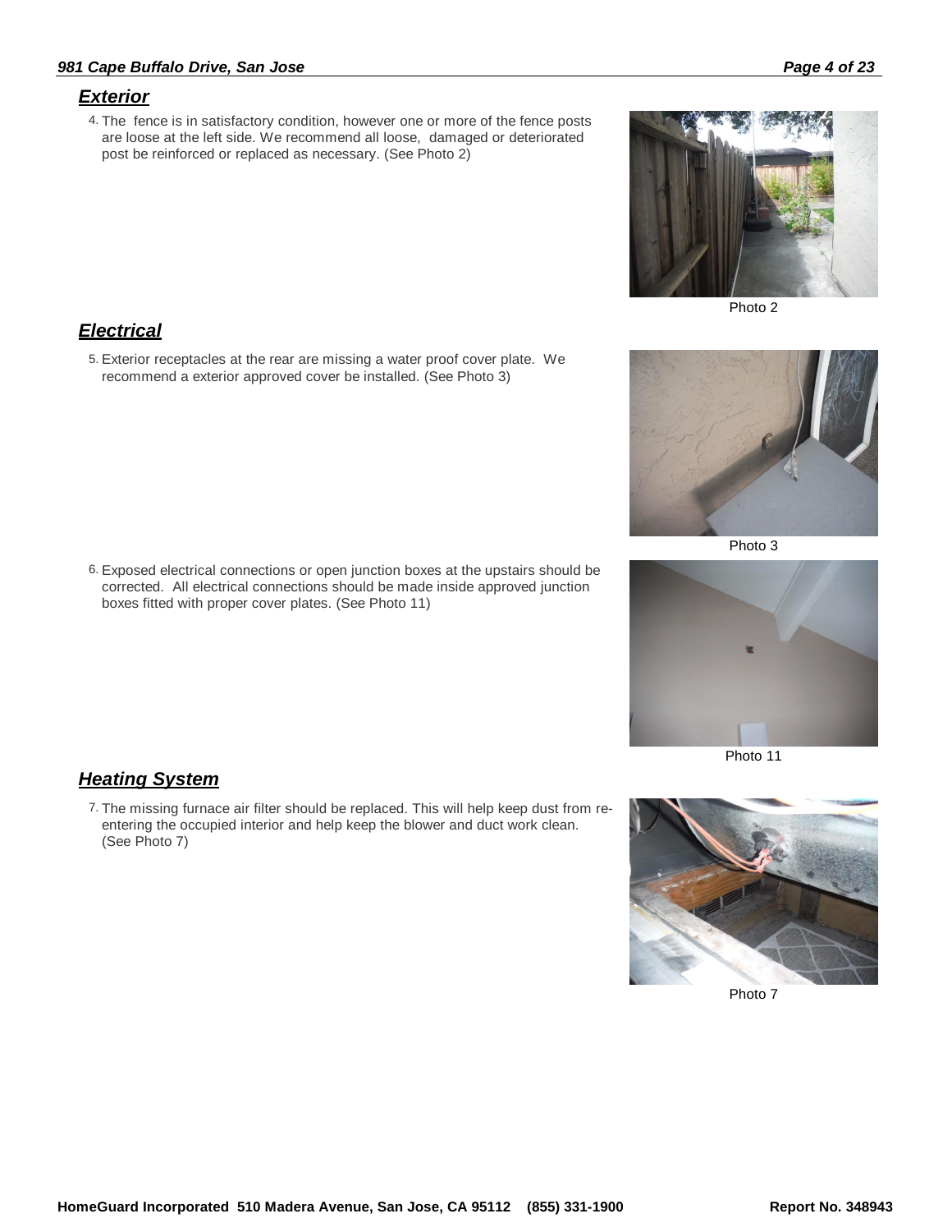## *Exterior*

4. The fence is in satisfactory condition, however one or more of the fence posts are loose at the left side. We recommend all loose, damaged or deteriorated post be reinforced or replaced as necessary. (See Photo 2)

Photo 2

## *Electrical*

5. Exterior receptacles at the rear are missing a water proof cover plate. We recommend a exterior approved cover be installed. (See Photo 3)

Photo 3

6. Exposed electrical connections or open junction boxes at the upstairs should be corrected. All electrical connections should be made inside approved junction boxes fitted with proper cover plates. (See Photo 11)

Photo 11

## *Heating System*

7. The missing furnace air filter should be replaced. This will help keep dust from re-entering the occupied interior and help keep the blower and duct work clean. (See Photo 7)

Photo 7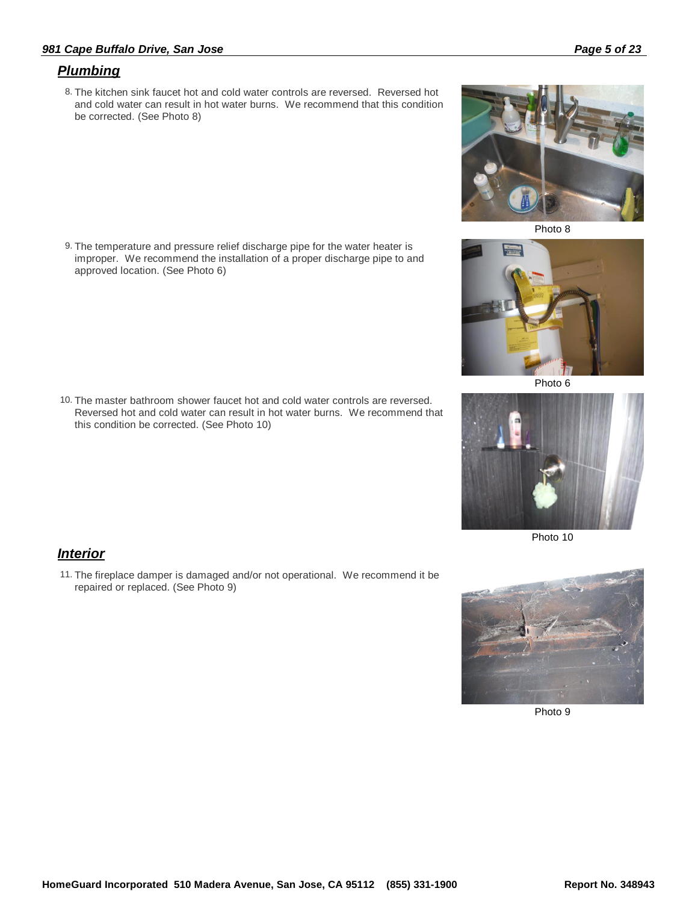## Plumbing

8. The kitchen sink faucet hot and cold water controls are reversed. Reversed hot and cold water can result in hot water burns. We recommend that this condition be corrected. (See Photo 8)

Photo 8

9. The temperature and pressure relief discharge pipe for the water heater is improper. We recommend the installation of a proper discharge pipe to and approved location. (See Photo 6)

Photo 6

10. The master bathroom shower faucet hot and cold water controls are reversed. Reversed hot and cold water can result in hot water burns. We recommend that this condition be corrected. (See Photo 10)

Photo 10

## Interior

11. The fireplace damper is damaged and/or not operational. We recommend it be repaired or replaced. (See Photo 9)

Photo 9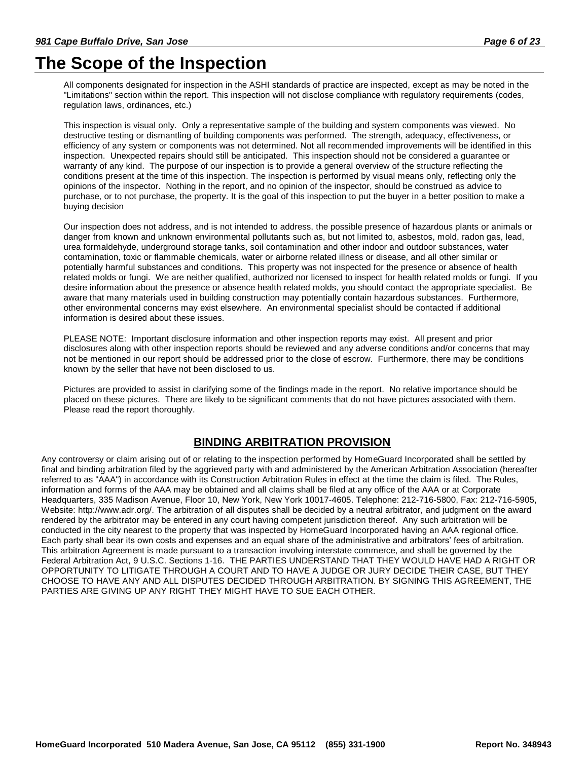# The Scope of the Inspection

All components designated for inspection in the ASHI standards of practice are inspected, except as may be noted in the "Limitations" section within the report. This inspection will not disclose compliance with regulatory requirements (codes, regulation laws, ordinances, etc.)

This inspection is visual only. Only a representative sample of the building and system components was viewed. No destructive testing or dismantling of building components was performed. The strength, adequacy, effectiveness, or efficiency of any system or components was not determined. Not all recommended improvements will be identified in this inspection. Unexpected repairs should still be anticipated. This inspection should not be considered a guarantee or warranty of any kind. The purpose of our inspection is to provide a general overview of the structure reflecting the conditions present at the time of this inspection. The inspection is performed by visual means only, reflecting only the opinions of the inspector. Nothing in the report, and no opinion of the inspector, should be construed as advice to purchase, or to not purchase, the property. It is the goal of this inspection to put the buyer in a better position to make a buying decision

Our inspection does not address, and is not intended to address, the possible presence of hazardous plants or animals or danger from known and unknown environmental pollutants such as, but not limited to, asbestos, mold, radon gas, lead, urea formaldehyde, underground storage tanks, soil contamination and other indoor and outdoor substances, water contamination, toxic or flammable chemicals, water or airborne related illness or disease, and all other similar or potentially harmful substances and conditions. This property was not inspected for the presence or absence of health related molds or fungi. We are neither qualified, authorized nor licensed to inspect for health related molds or fungi. If you desire information about the presence or absence health related molds, you should contact the appropriate specialist. Be aware that many materials used in building construction may potentially contain hazardous substances. Furthermore, other environmental concerns may exist elsewhere. An environmental specialist should be contacted if additional information is desired about these issues.

PLEASE NOTE: Important disclosure information and other inspection reports may exist. All present and prior disclosures along with other inspection reports should be reviewed and any adverse conditions and/or concerns that may not be mentioned in our report should be addressed prior to the close of escrow. Furthermore, there may be conditions known by the seller that have not been disclosed to us.

Pictures are provided to assist in clarifying some of the findings made in the report. No relative importance should be placed on these pictures. There are likely to be significant comments that do not have pictures associated with them. Please read the report thoroughly.

## BINDING ARBITRATION PROVISION

Any controversy or claim arising out of or relating to the inspection performed by HomeGuard Incorporated shall be settled by final and binding arbitration filed by the aggrieved party with and administered by the American Arbitration Association (hereafter referred to as "AAA") in accordance with its Construction Arbitration Rules in effect at the time the claim is filed. The Rules, information and forms of the AAA may be obtained and all claims shall be filed at any office of the AAA or at Corporate Headquarters, 335 Madison Avenue, Floor 10, New York, New York 10017-4605. Telephone: 212-716-5800, Fax: 212-716-5905, Website: http://www.adr.org/. The arbitration of all disputes shall be decided by a neutral arbitrator, and judgment on the award rendered by the arbitrator may be entered in any court having competent jurisdiction thereof. Any such arbitration will be conducted in the city nearest to the property that was inspected by HomeGuard Incorporated having an AAA regional office. Each party shall bear its own costs and expenses and an equal share of the administrative and arbitrators' fees of arbitration. This arbitration Agreement is made pursuant to a transaction involving interstate commerce, and shall be governed by the Federal Arbitration Act, 9 U.S.C. Sections 1-16. THE PARTIES UNDERSTAND THAT THEY WOULD HAVE HAD A RIGHT OR OPPORTUNITY TO LITIGATE THROUGH A COURT AND TO HAVE A JUDGE OR JURY DECIDE THEIR CASE, BUT THEY CHOOSE TO HAVE ANY AND ALL DISPUTES DECIDED THROUGH ARBITRATION. BY SIGNING THIS AGREEMENT, THE PARTIES ARE GIVING UP ANY RIGHT THEY MIGHT HAVE TO SUE EACH OTHER.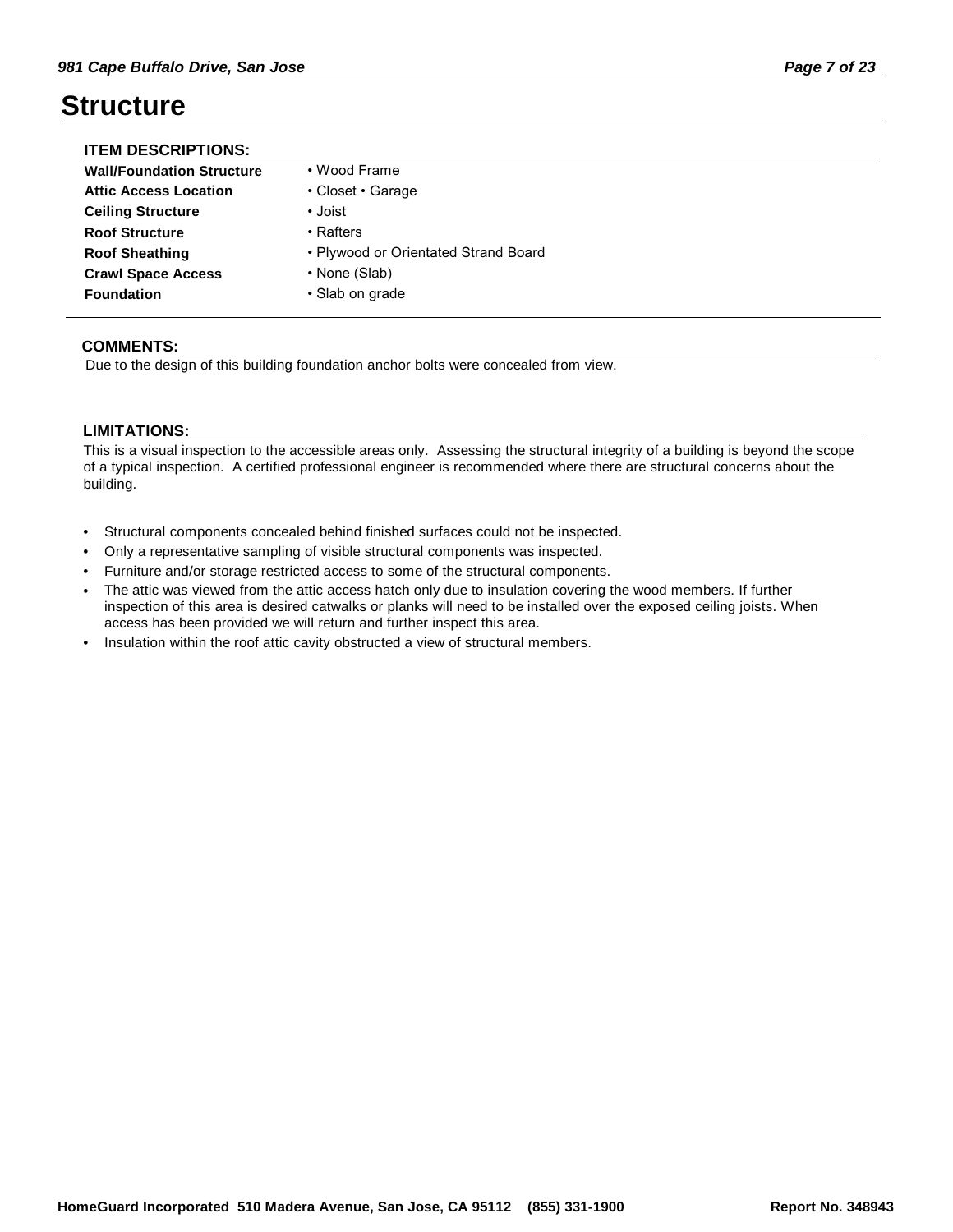# Structure

## ITEM DESCRIPTIONS:

| | |
|---|---|
| **Wall/Foundation Structure** | • Wood Frame |
| **Attic Access Location** | • Closet • Garage |
| **Ceiling Structure** | • Joist |
| **Roof Structure** | • Rafters |
| **Roof Sheathing** | • Plywood or Orientated Strand Board |
| **Crawl Space Access** | • None (Slab) |
| **Foundation** | • Slab on grade |

## COMMENTS:

Due to the design of this building foundation anchor bolts were concealed from view.

## LIMITATIONS:

This is a visual inspection to the accessible areas only. Assessing the structural integrity of a building is beyond the scope of a typical inspection. A certified professional engineer is recommended where there are structural concerns about the building.

- Structural components concealed behind finished surfaces could not be inspected.
- Only a representative sampling of visible structural components was inspected.
- Furniture and/or storage restricted access to some of the structural components.
- The attic was viewed from the attic access hatch only due to insulation covering the wood members. If further inspection of this area is desired catwalks or planks will need to be installed over the exposed ceiling joists. When access has been provided we will return and further inspect this area.
- Insulation within the roof attic cavity obstructed a view of structural members.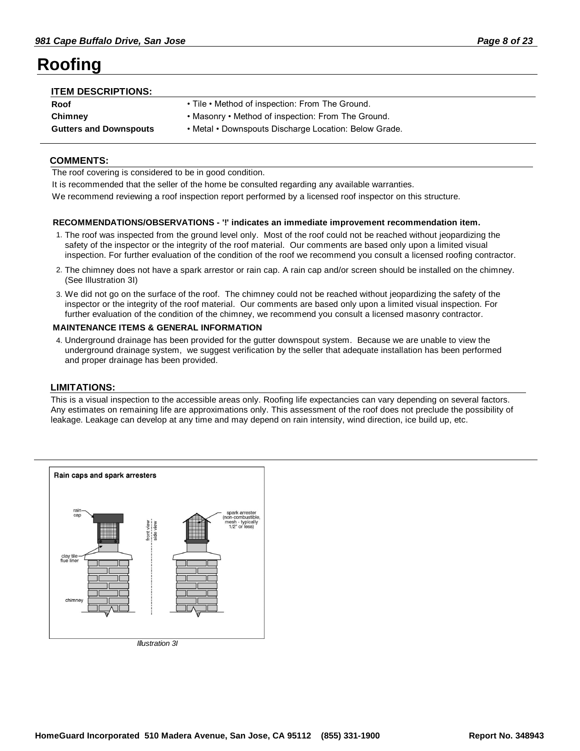# Roofing

### ITEM DESCRIPTIONS:

| | |
|---|---|
| **Roof** | • Tile • Method of inspection: From The Ground. |
| **Chimney** | • Masonry • Method of inspection: From The Ground. |
| **Gutters and Downspouts** | • Metal • Downspouts Discharge Location: Below Grade. |

### COMMENTS:

The roof covering is considered to be in good condition.

It is recommended that the seller of the home be consulted regarding any available warranties.

We recommend reviewing a roof inspection report performed by a licensed roof inspector on this structure.

**RECOMMENDATIONS/OBSERVATIONS - '!' indicates an immediate improvement recommendation item.**

1. The roof was inspected from the ground level only. Most of the roof could not be reached without jeopardizing the safety of the inspector or the integrity of the roof material. Our comments are based only upon a limited visual inspection. For further evaluation of the condition of the roof we recommend you consult a licensed roofing contractor.
2. The chimney does not have a spark arrestor or rain cap. A rain cap and/or screen should be installed on the chimney. (See Illustration 3I)
3. We did not go on the surface of the roof. The chimney could not be reached without jeopardizing the safety of the inspector or the integrity of the roof material. Our comments are based only upon a limited visual inspection. For further evaluation of the condition of the chimney, we recommend you consult a licensed masonry contractor.

**MAINTENANCE ITEMS & GENERAL INFORMATION**

4. Underground drainage has been provided for the gutter downspout system. Because we are unable to view the underground drainage system, we suggest verification by the seller that adequate installation has been performed and proper drainage has been provided.

### LIMITATIONS:

This is a visual inspection to the accessible areas only. Roofing life expectancies can vary depending on several factors. Any estimates on remaining life are approximations only. This assessment of the roof does not preclude the possibility of leakage. Leakage can develop at any time and may depend on rain intensity, wind direction, ice build up, etc.

*Illustration 3I*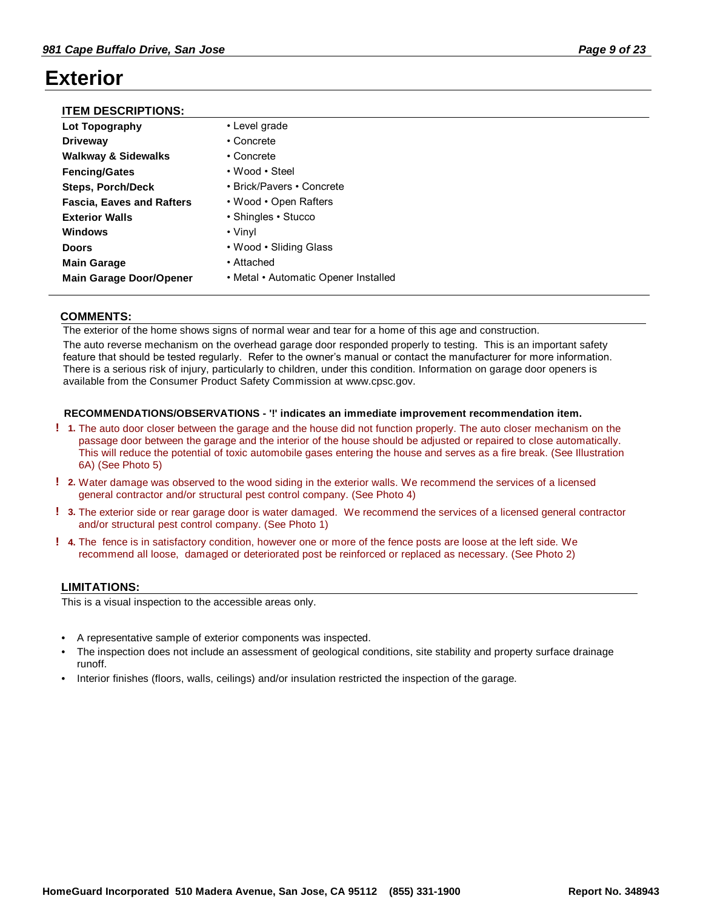# Exterior

## ITEM DESCRIPTIONS:

| | |
|---|---|
| **Lot Topography** | • Level grade |
| **Driveway** | • Concrete |
| **Walkway & Sidewalks** | • Concrete |
| **Fencing/Gates** | • Wood • Steel |
| **Steps, Porch/Deck** | • Brick/Pavers • Concrete |
| **Fascia, Eaves and Rafters** | • Wood • Open Rafters |
| **Exterior Walls** | • Shingles • Stucco |
| **Windows** | • Vinyl |
| **Doors** | • Wood • Sliding Glass |
| **Main Garage** | • Attached |
| **Main Garage Door/Opener** | • Metal • Automatic Opener Installed |

## COMMENTS:

The exterior of the home shows signs of normal wear and tear for a home of this age and construction.

The auto reverse mechanism on the overhead garage door responded properly to testing. This is an important safety feature that should be tested regularly. Refer to the owner's manual or contact the manufacturer for more information. There is a serious risk of injury, particularly to children, under this condition. Information on garage door openers is available from the Consumer Product Safety Commission at www.cpsc.gov.

**RECOMMENDATIONS/OBSERVATIONS - '!' indicates an immediate improvement recommendation item.**

! **1.** The auto door closer between the garage and the house did not function properly. The auto closer mechanism on the passage door between the garage and the interior of the house should be adjusted or repaired to close automatically. This will reduce the potential of toxic automobile gases entering the house and serves as a fire break. (See Illustration 6A) (See Photo 5)

! **2.** Water damage was observed to the wood siding in the exterior walls. We recommend the services of a licensed general contractor and/or structural pest control company. (See Photo 4)

! **3.** The exterior side or rear garage door is water damaged. We recommend the services of a licensed general contractor and/or structural pest control company. (See Photo 1)

! **4.** The fence is in satisfactory condition, however one or more of the fence posts are loose at the left side. We recommend all loose, damaged or deteriorated post be reinforced or replaced as necessary. (See Photo 2)

## LIMITATIONS:

This is a visual inspection to the accessible areas only.

- A representative sample of exterior components was inspected.
- The inspection does not include an assessment of geological conditions, site stability and property surface drainage runoff.
- Interior finishes (floors, walls, ceilings) and/or insulation restricted the inspection of the garage.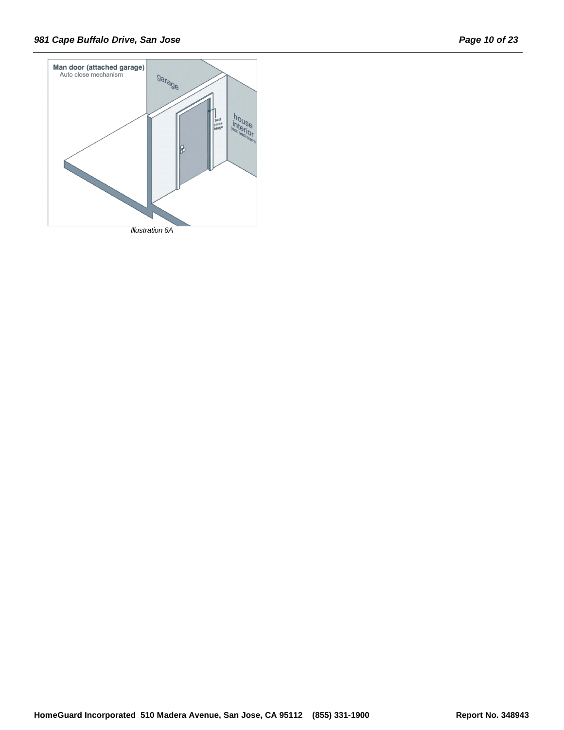Illustration 6A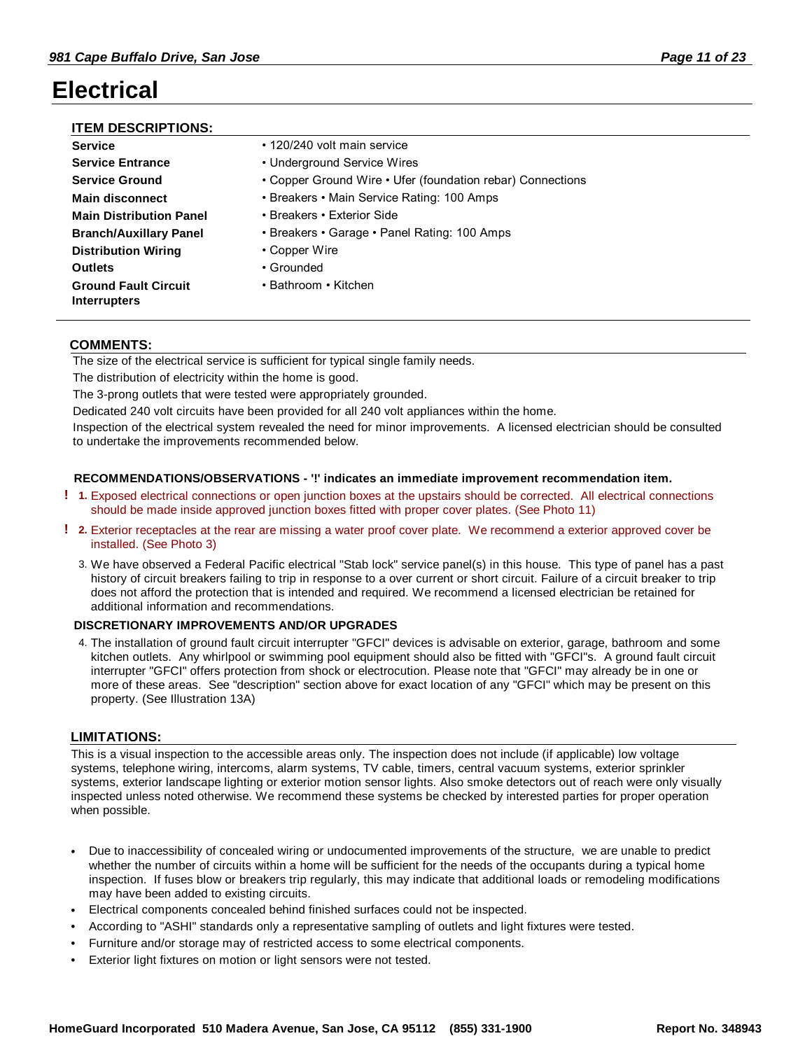# Electrical

## ITEM DESCRIPTIONS:

| | |
|---|---|
| **Service** | • 120/240 volt main service |
| **Service Entrance** | • Underground Service Wires |
| **Service Ground** | • Copper Ground Wire • Ufer (foundation rebar) Connections |
| **Main disconnect** | • Breakers • Main Service Rating: 100 Amps |
| **Main Distribution Panel** | • Breakers • Exterior Side |
| **Branch/Auxillary Panel** | • Breakers • Garage • Panel Rating: 100 Amps |
| **Distribution Wiring** | • Copper Wire |
| **Outlets** | • Grounded |
| **Ground Fault Circuit Interrupters** | • Bathroom • Kitchen |

## COMMENTS:

The size of the electrical service is sufficient for typical single family needs.

The distribution of electricity within the home is good.

The 3-prong outlets that were tested were appropriately grounded.

Dedicated 240 volt circuits have been provided for all 240 volt appliances within the home.

Inspection of the electrical system revealed the need for minor improvements. A licensed electrician should be consulted to undertake the improvements recommended below.

**RECOMMENDATIONS/OBSERVATIONS - '!' indicates an immediate improvement recommendation item.**

! 1. Exposed electrical connections or open junction boxes at the upstairs should be corrected. All electrical connections should be made inside approved junction boxes fitted with proper cover plates. (See Photo 11)

! 2. Exterior receptacles at the rear are missing a water proof cover plate. We recommend a exterior approved cover be installed. (See Photo 3)

3. We have observed a Federal Pacific electrical "Stab lock" service panel(s) in this house. This type of panel has a past history of circuit breakers failing to trip in response to a over current or short circuit. Failure of a circuit breaker to trip does not afford the protection that is intended and required. We recommend a licensed electrician be retained for additional information and recommendations.

**DISCRETIONARY IMPROVEMENTS AND/OR UPGRADES**

4. The installation of ground fault circuit interrupter "GFCI" devices is advisable on exterior, garage, bathroom and some kitchen outlets. Any whirlpool or swimming pool equipment should also be fitted with "GFCI"s. A ground fault circuit interrupter "GFCI" offers protection from shock or electrocution. Please note that "GFCI" may already be in one or more of these areas. See "description" section above for exact location of any "GFCI" which may be present on this property. (See Illustration 13A)

## LIMITATIONS:

This is a visual inspection to the accessible areas only. The inspection does not include (if applicable) low voltage systems, telephone wiring, intercoms, alarm systems, TV cable, timers, central vacuum systems, exterior sprinkler systems, exterior landscape lighting or exterior motion sensor lights. Also smoke detectors out of reach were only visually inspected unless noted otherwise. We recommend these systems be checked by interested parties for proper operation when possible.

- Due to inaccessibility of concealed wiring or undocumented improvements of the structure, we are unable to predict whether the number of circuits within a home will be sufficient for the needs of the occupants during a typical home inspection. If fuses blow or breakers trip regularly, this may indicate that additional loads or remodeling modifications may have been added to existing circuits.
- Electrical components concealed behind finished surfaces could not be inspected.
- According to "ASHI" standards only a representative sampling of outlets and light fixtures were tested.
- Furniture and/or storage may of restricted access to some electrical components.
- Exterior light fixtures on motion or light sensors were not tested.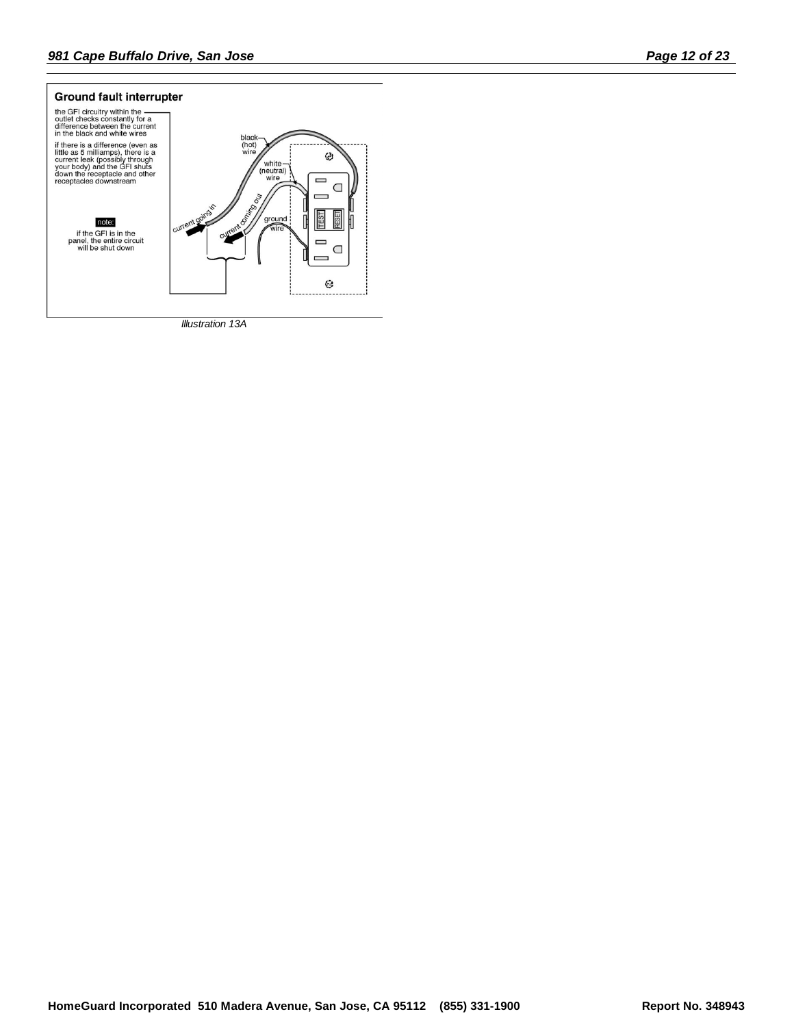## Ground fault interrupter

the GFI circuitry within the outlet checks constantly for a difference between the current in the black and white wires

if there is a difference (even as little as 5 milliamps), there is a current leak (possibly through your body) and the GFI shuts down the receptacle and other receptacles downstream

**note:** if the GFI is in the panel, the entire circuit will be shut down

black (hot) wire

white (neutral) wire

ground wire

current going in

current coming out

TEST

RESET

*Illustration 13A*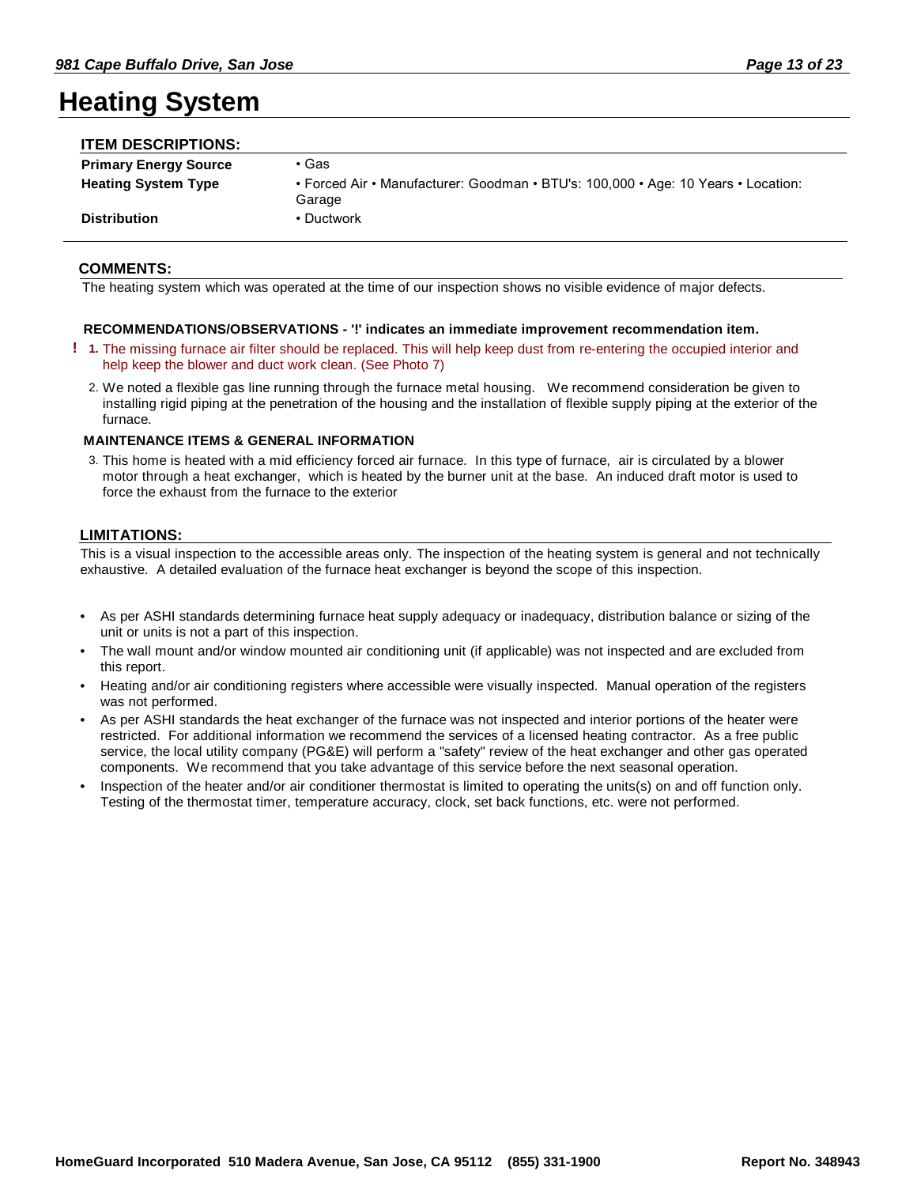# Heating System

## ITEM DESCRIPTIONS:

| | |
|---|---|
| **Primary Energy Source** | • Gas |
| **Heating System Type** | • Forced Air • Manufacturer: Goodman • BTU's: 100,000 • Age: 10 Years • Location: Garage |
| **Distribution** | • Ductwork |

## COMMENTS:

The heating system which was operated at the time of our inspection shows no visible evidence of major defects.

**RECOMMENDATIONS/OBSERVATIONS - '!' indicates an immediate improvement recommendation item.**

! **1.** The missing furnace air filter should be replaced. This will help keep dust from re-entering the occupied interior and help keep the blower and duct work clean. (See Photo 7)

2. We noted a flexible gas line running through the furnace metal housing. We recommend consideration be given to installing rigid piping at the penetration of the housing and the installation of flexible supply piping at the exterior of the furnace.

**MAINTENANCE ITEMS & GENERAL INFORMATION**

3. This home is heated with a mid efficiency forced air furnace. In this type of furnace, air is circulated by a blower motor through a heat exchanger, which is heated by the burner unit at the base. An induced draft motor is used to force the exhaust from the furnace to the exterior

## LIMITATIONS:

This is a visual inspection to the accessible areas only. The inspection of the heating system is general and not technically exhaustive. A detailed evaluation of the furnace heat exchanger is beyond the scope of this inspection.

- As per ASHI standards determining furnace heat supply adequacy or inadequacy, distribution balance or sizing of the unit or units is not a part of this inspection.
- The wall mount and/or window mounted air conditioning unit (if applicable) was not inspected and are excluded from this report.
- Heating and/or air conditioning registers where accessible were visually inspected. Manual operation of the registers was not performed.
- As per ASHI standards the heat exchanger of the furnace was not inspected and interior portions of the heater were restricted. For additional information we recommend the services of a licensed heating contractor. As a free public service, the local utility company (PG&E) will perform a "safety" review of the heat exchanger and other gas operated components. We recommend that you take advantage of this service before the next seasonal operation.
- Inspection of the heater and/or air conditioner thermostat is limited to operating the units(s) on and off function only. Testing of the thermostat timer, temperature accuracy, clock, set back functions, etc. were not performed.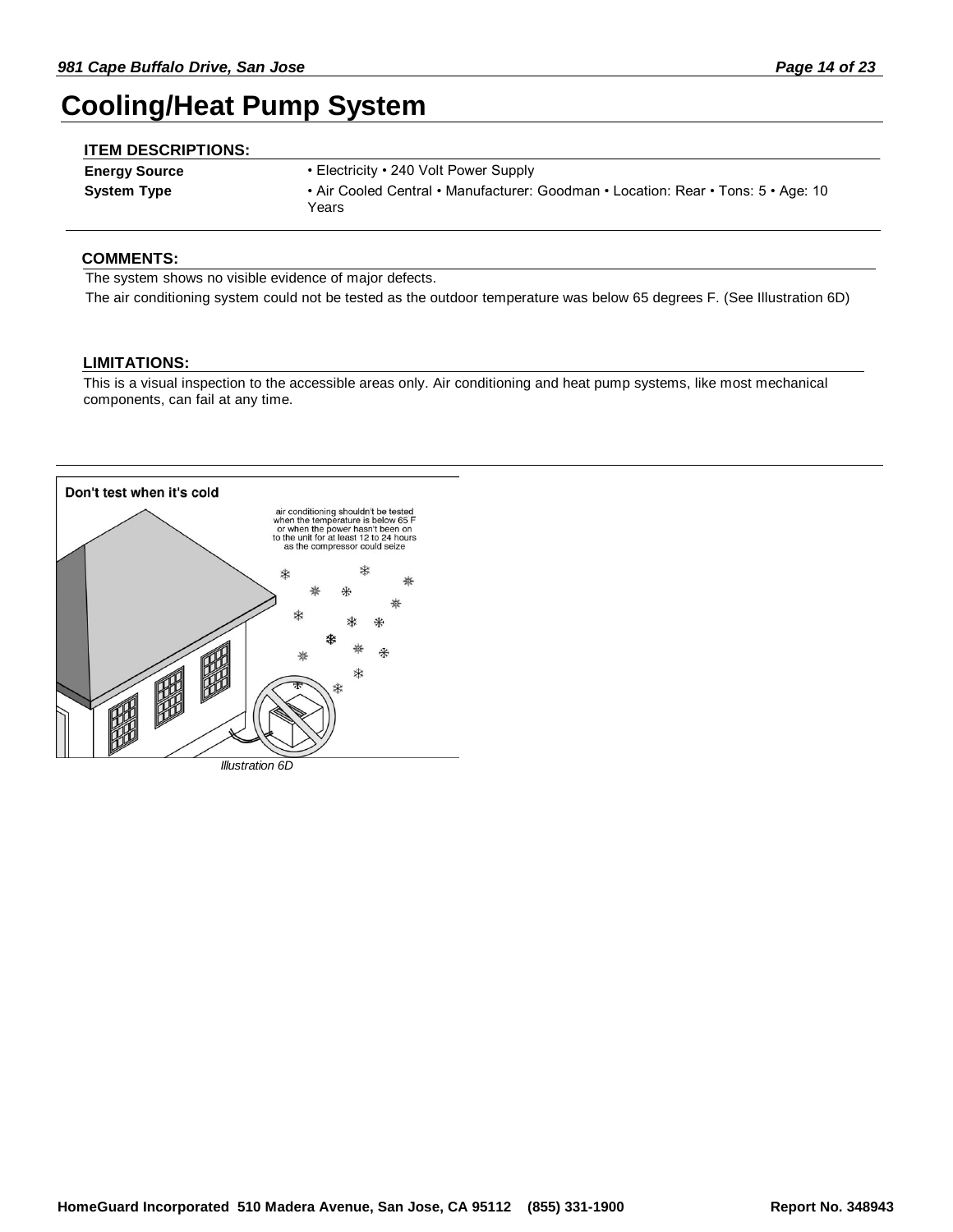# Cooling/Heat Pump System

### ITEM DESCRIPTIONS:

| | |
|---|---|
| **Energy Source** | • Electricity • 240 Volt Power Supply |
| **System Type** | • Air Cooled Central • Manufacturer: Goodman • Location: Rear • Tons: 5 • Age: 10 Years |

### COMMENTS:

The system shows no visible evidence of major defects.

The air conditioning system could not be tested as the outdoor temperature was below 65 degrees F. (See Illustration 6D)

### LIMITATIONS:

This is a visual inspection to the accessible areas only. Air conditioning and heat pump systems, like most mechanical components, can fail at any time.

**Don't test when it's cold**

air conditioning shouldn't be tested when the temperature is below 65 F or when the power hasn't been on to the unit for at least 12 to 24 hours as the compressor could seize

*Illustration 6D*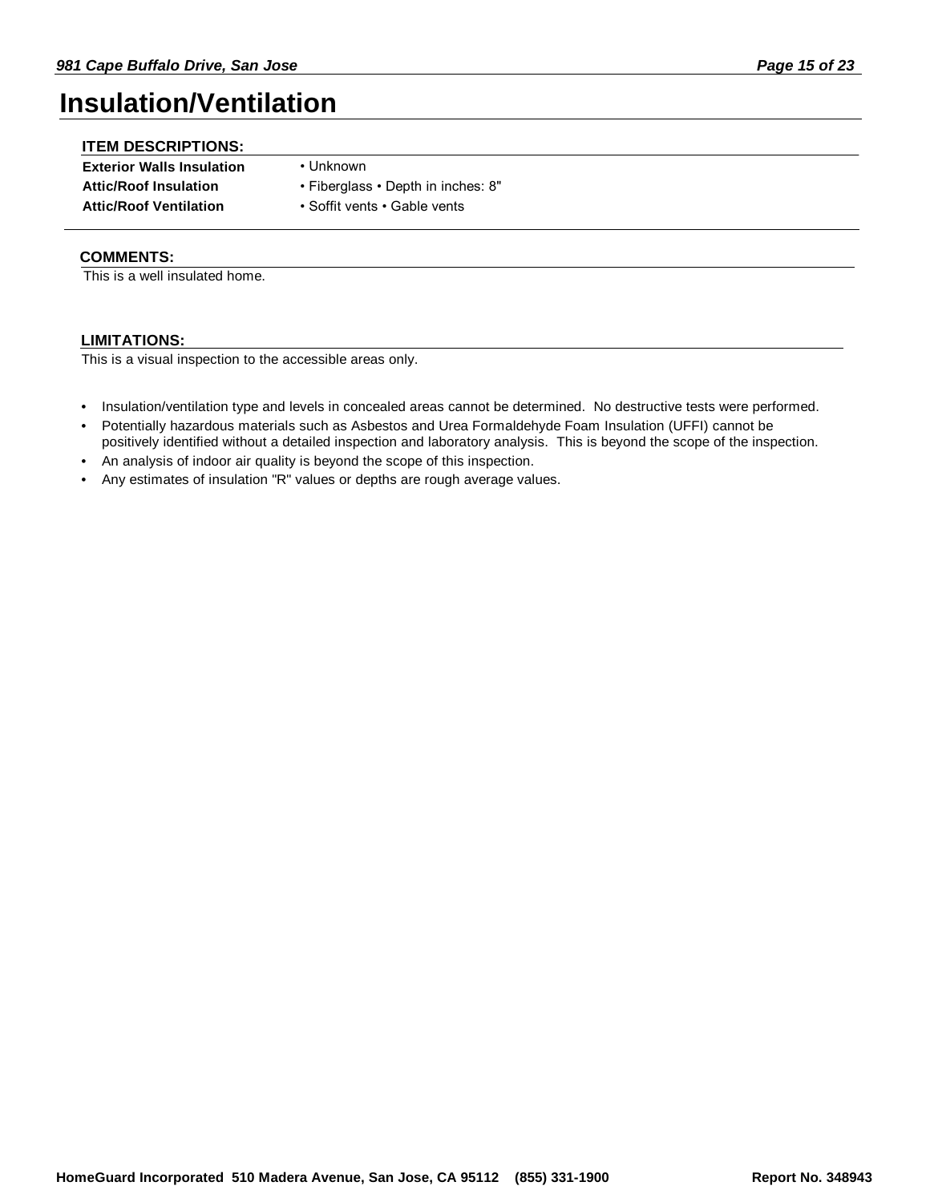# Insulation/Ventilation

### ITEM DESCRIPTIONS:

| | |
|---|---|
| **Exterior Walls Insulation** | • Unknown |
| **Attic/Roof Insulation** | • Fiberglass • Depth in inches: 8" |
| **Attic/Roof Ventilation** | • Soffit vents • Gable vents |

### COMMENTS:

This is a well insulated home.

### LIMITATIONS:

This is a visual inspection to the accessible areas only.

- Insulation/ventilation type and levels in concealed areas cannot be determined. No destructive tests were performed.
- Potentially hazardous materials such as Asbestos and Urea Formaldehyde Foam Insulation (UFFI) cannot be positively identified without a detailed inspection and laboratory analysis. This is beyond the scope of the inspection.
- An analysis of indoor air quality is beyond the scope of this inspection.
- Any estimates of insulation "R" values or depths are rough average values.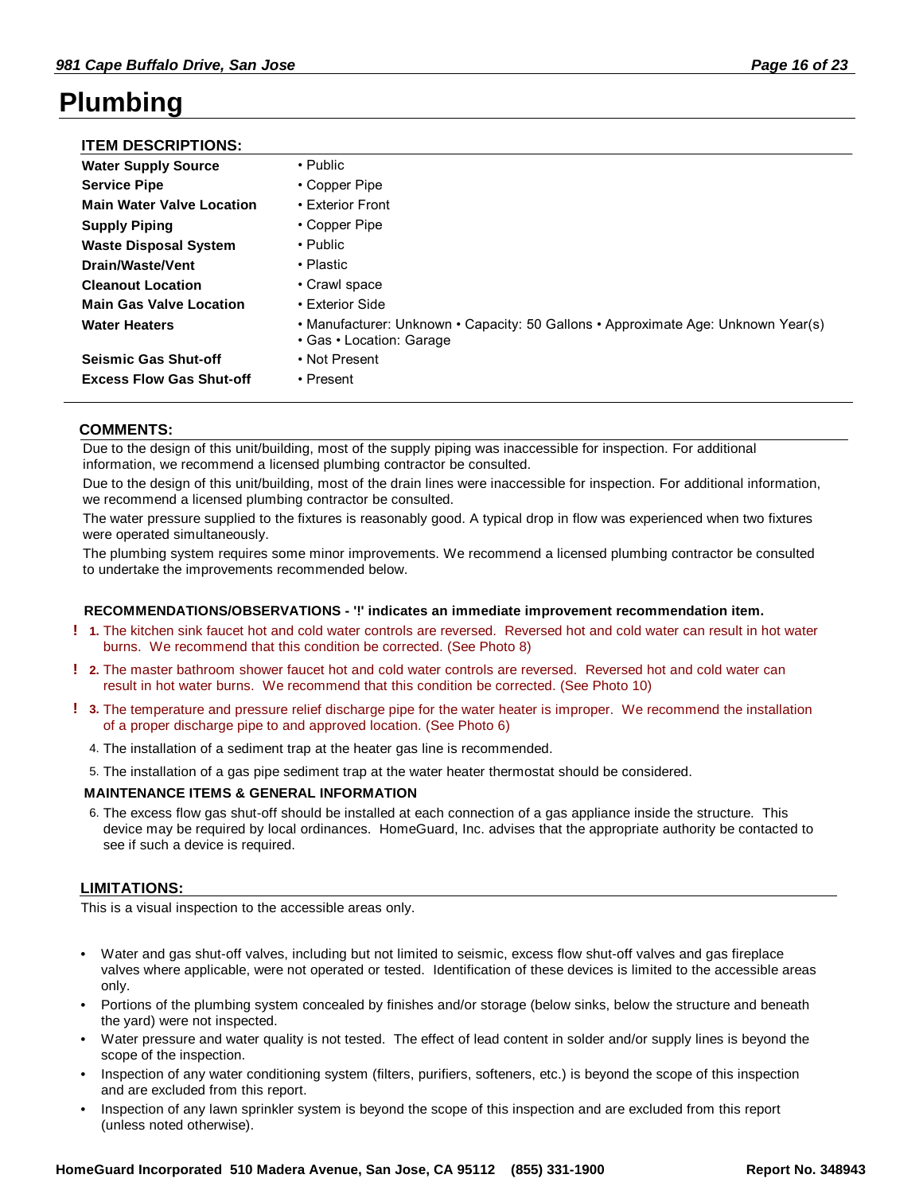# Plumbing

## ITEM DESCRIPTIONS:

| | |
|---|---|
| **Water Supply Source** | • Public |
| **Service Pipe** | • Copper Pipe |
| **Main Water Valve Location** | • Exterior Front |
| **Supply Piping** | • Copper Pipe |
| **Waste Disposal System** | • Public |
| **Drain/Waste/Vent** | • Plastic |
| **Cleanout Location** | • Crawl space |
| **Main Gas Valve Location** | • Exterior Side |
| **Water Heaters** | • Manufacturer: Unknown • Capacity: 50 Gallons • Approximate Age: Unknown Year(s) • Gas • Location: Garage |
| **Seismic Gas Shut-off** | • Not Present |
| **Excess Flow Gas Shut-off** | • Present |

## COMMENTS:

Due to the design of this unit/building, most of the supply piping was inaccessible for inspection. For additional information, we recommend a licensed plumbing contractor be consulted.

Due to the design of this unit/building, most of the drain lines were inaccessible for inspection. For additional information, we recommend a licensed plumbing contractor be consulted.

The water pressure supplied to the fixtures is reasonably good. A typical drop in flow was experienced when two fixtures were operated simultaneously.

The plumbing system requires some minor improvements. We recommend a licensed plumbing contractor be consulted to undertake the improvements recommended below.

### RECOMMENDATIONS/OBSERVATIONS - '!' indicates an immediate improvement recommendation item.

! 1. The kitchen sink faucet hot and cold water controls are reversed. Reversed hot and cold water can result in hot water burns. We recommend that this condition be corrected. (See Photo 8)

! 2. The master bathroom shower faucet hot and cold water controls are reversed. Reversed hot and cold water can result in hot water burns. We recommend that this condition be corrected. (See Photo 10)

! 3. The temperature and pressure relief discharge pipe for the water heater is improper. We recommend the installation of a proper discharge pipe to and approved location. (See Photo 6)

4. The installation of a sediment trap at the heater gas line is recommended.

5. The installation of a gas pipe sediment trap at the water heater thermostat should be considered.

### MAINTENANCE ITEMS & GENERAL INFORMATION

6. The excess flow gas shut-off should be installed at each connection of a gas appliance inside the structure. This device may be required by local ordinances. HomeGuard, Inc. advises that the appropriate authority be contacted to see if such a device is required.

## LIMITATIONS:

This is a visual inspection to the accessible areas only.

- Water and gas shut-off valves, including but not limited to seismic, excess flow shut-off valves and gas fireplace valves where applicable, were not operated or tested. Identification of these devices is limited to the accessible areas only.
- Portions of the plumbing system concealed by finishes and/or storage (below sinks, below the structure and beneath the yard) were not inspected.
- Water pressure and water quality is not tested. The effect of lead content in solder and/or supply lines is beyond the scope of the inspection.
- Inspection of any water conditioning system (filters, purifiers, softeners, etc.) is beyond the scope of this inspection and are excluded from this report.
- Inspection of any lawn sprinkler system is beyond the scope of this inspection and are excluded from this report (unless noted otherwise).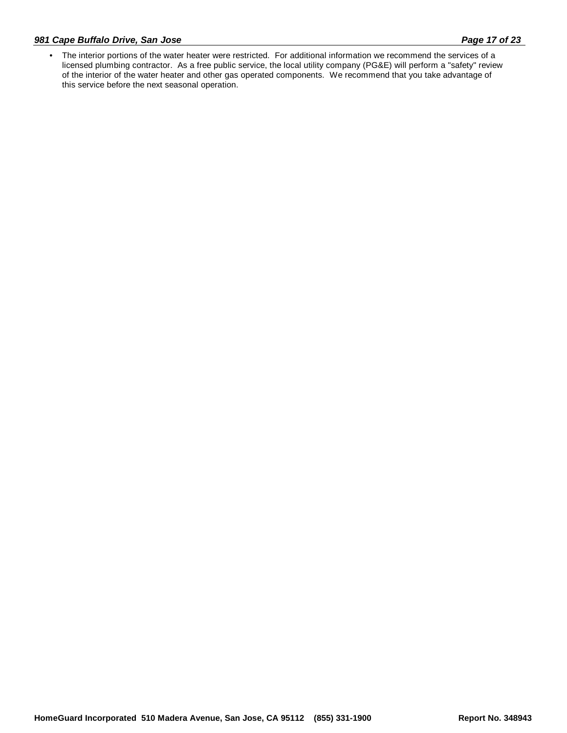- The interior portions of the water heater were restricted. For additional information we recommend the services of a licensed plumbing contractor. As a free public service, the local utility company (PG&E) will perform a "safety" review of the interior of the water heater and other gas operated components. We recommend that you take advantage of this service before the next seasonal operation.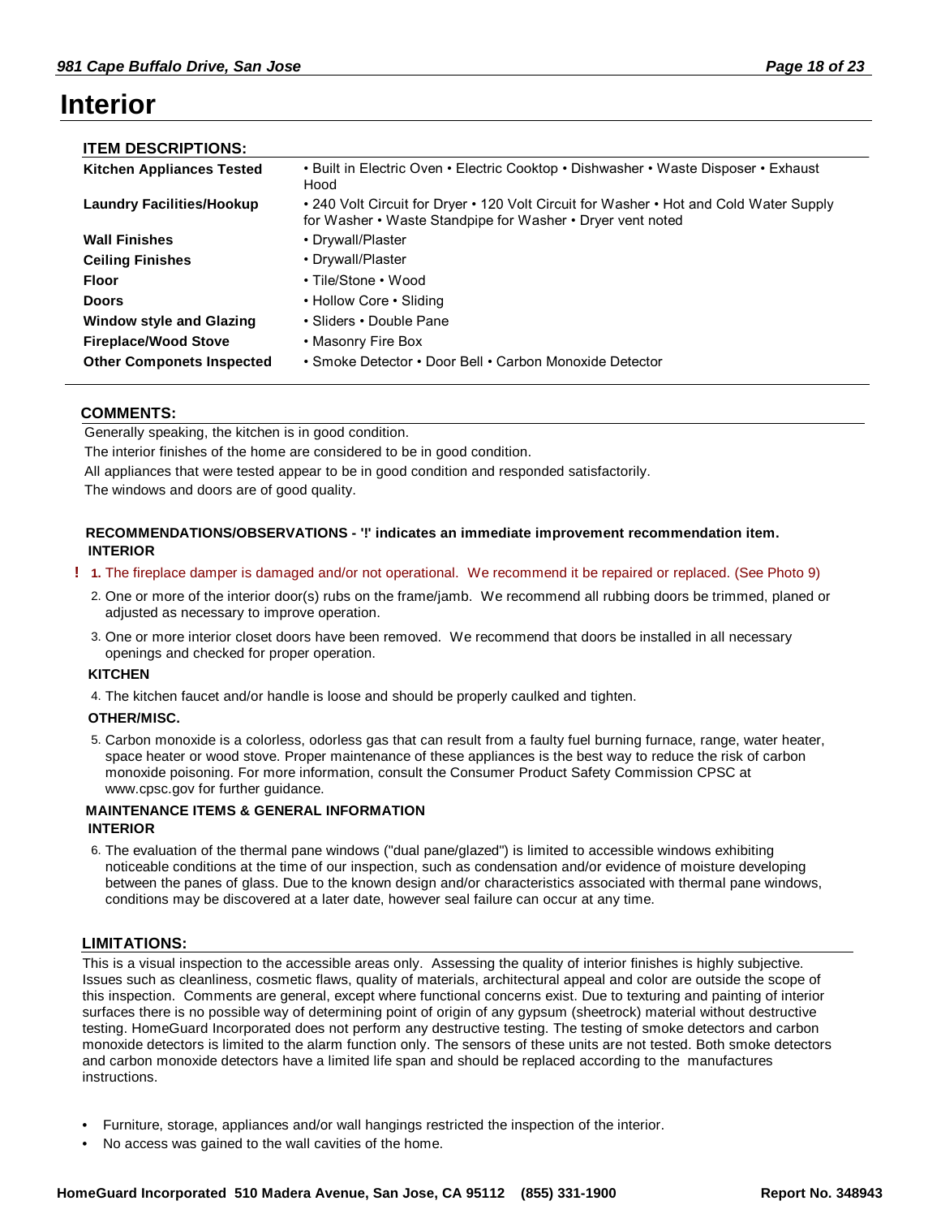# Interior

## ITEM DESCRIPTIONS:

| | |
|---|---|
| **Kitchen Appliances Tested** | • Built in Electric Oven • Electric Cooktop • Dishwasher • Waste Disposer • Exhaust Hood |
| **Laundry Facilities/Hookup** | • 240 Volt Circuit for Dryer • 120 Volt Circuit for Washer • Hot and Cold Water Supply for Washer • Waste Standpipe for Washer • Dryer vent noted |
| **Wall Finishes** | • Drywall/Plaster |
| **Ceiling Finishes** | • Drywall/Plaster |
| **Floor** | • Tile/Stone • Wood |
| **Doors** | • Hollow Core • Sliding |
| **Window style and Glazing** | • Sliders • Double Pane |
| **Fireplace/Wood Stove** | • Masonry Fire Box |
| **Other Componets Inspected** | • Smoke Detector • Door Bell • Carbon Monoxide Detector |

## COMMENTS:

Generally speaking, the kitchen is in good condition.

The interior finishes of the home are considered to be in good condition.

All appliances that were tested appear to be in good condition and responded satisfactorily.

The windows and doors are of good quality.

### RECOMMENDATIONS/OBSERVATIONS - '!' indicates an immediate improvement recommendation item.

**INTERIOR**

! 1. The fireplace damper is damaged and/or not operational. We recommend it be repaired or replaced. (See Photo 9)

2. One or more of the interior door(s) rubs on the frame/jamb. We recommend all rubbing doors be trimmed, planed or adjusted as necessary to improve operation.

3. One or more interior closet doors have been removed. We recommend that doors be installed in all necessary openings and checked for proper operation.

**KITCHEN**

4. The kitchen faucet and/or handle is loose and should be properly caulked and tighten.

**OTHER/MISC.**

5. Carbon monoxide is a colorless, odorless gas that can result from a faulty fuel burning furnace, range, water heater, space heater or wood stove. Proper maintenance of these appliances is the best way to reduce the risk of carbon monoxide poisoning. For more information, consult the Consumer Product Safety Commission CPSC at www.cpsc.gov for further guidance.

### MAINTENANCE ITEMS & GENERAL INFORMATION

**INTERIOR**

6. The evaluation of the thermal pane windows ("dual pane/glazed") is limited to accessible windows exhibiting noticeable conditions at the time of our inspection, such as condensation and/or evidence of moisture developing between the panes of glass. Due to the known design and/or characteristics associated with thermal pane windows, conditions may be discovered at a later date, however seal failure can occur at any time.

## LIMITATIONS:

This is a visual inspection to the accessible areas only. Assessing the quality of interior finishes is highly subjective. Issues such as cleanliness, cosmetic flaws, quality of materials, architectural appeal and color are outside the scope of this inspection. Comments are general, except where functional concerns exist. Due to texturing and painting of interior surfaces there is no possible way of determining point of origin of any gypsum (sheetrock) material without destructive testing. HomeGuard Incorporated does not perform any destructive testing. The testing of smoke detectors and carbon monoxide detectors is limited to the alarm function only. The sensors of these units are not tested. Both smoke detectors and carbon monoxide detectors have a limited life span and should be replaced according to the manufactures instructions.

- Furniture, storage, appliances and/or wall hangings restricted the inspection of the interior.
- No access was gained to the wall cavities of the home.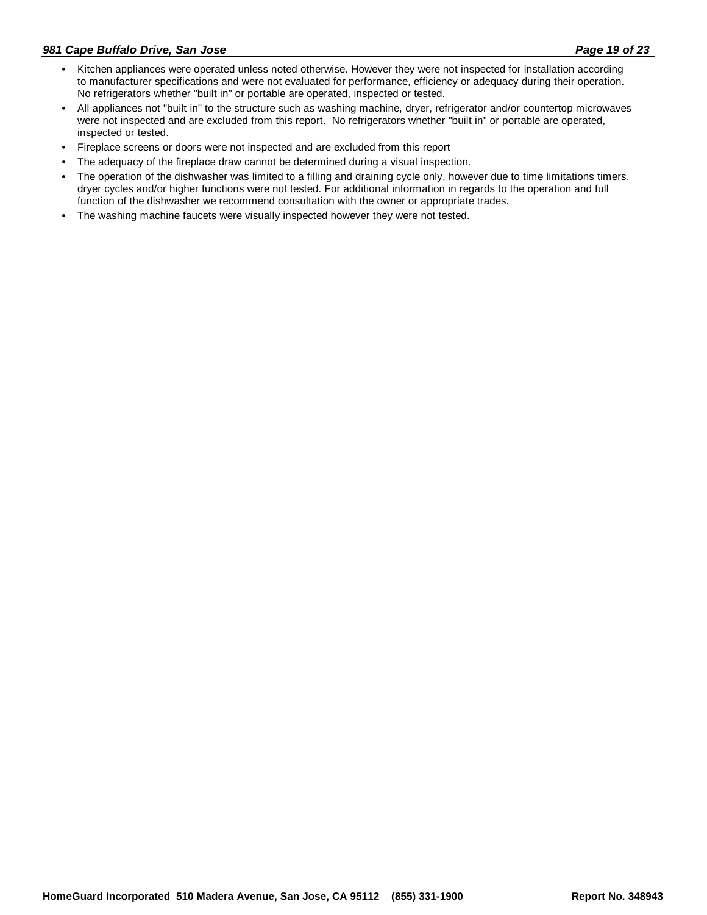- Kitchen appliances were operated unless noted otherwise. However they were not inspected for installation according to manufacturer specifications and were not evaluated for performance, efficiency or adequacy during their operation. No refrigerators whether "built in" or portable are operated, inspected or tested.
- All appliances not "built in" to the structure such as washing machine, dryer, refrigerator and/or countertop microwaves were not inspected and are excluded from this report. No refrigerators whether "built in" or portable are operated, inspected or tested.
- Fireplace screens or doors were not inspected and are excluded from this report
- The adequacy of the fireplace draw cannot be determined during a visual inspection.
- The operation of the dishwasher was limited to a filling and draining cycle only, however due to time limitations timers, dryer cycles and/or higher functions were not tested. For additional information in regards to the operation and full function of the dishwasher we recommend consultation with the owner or appropriate trades.
- The washing machine faucets were visually inspected however they were not tested.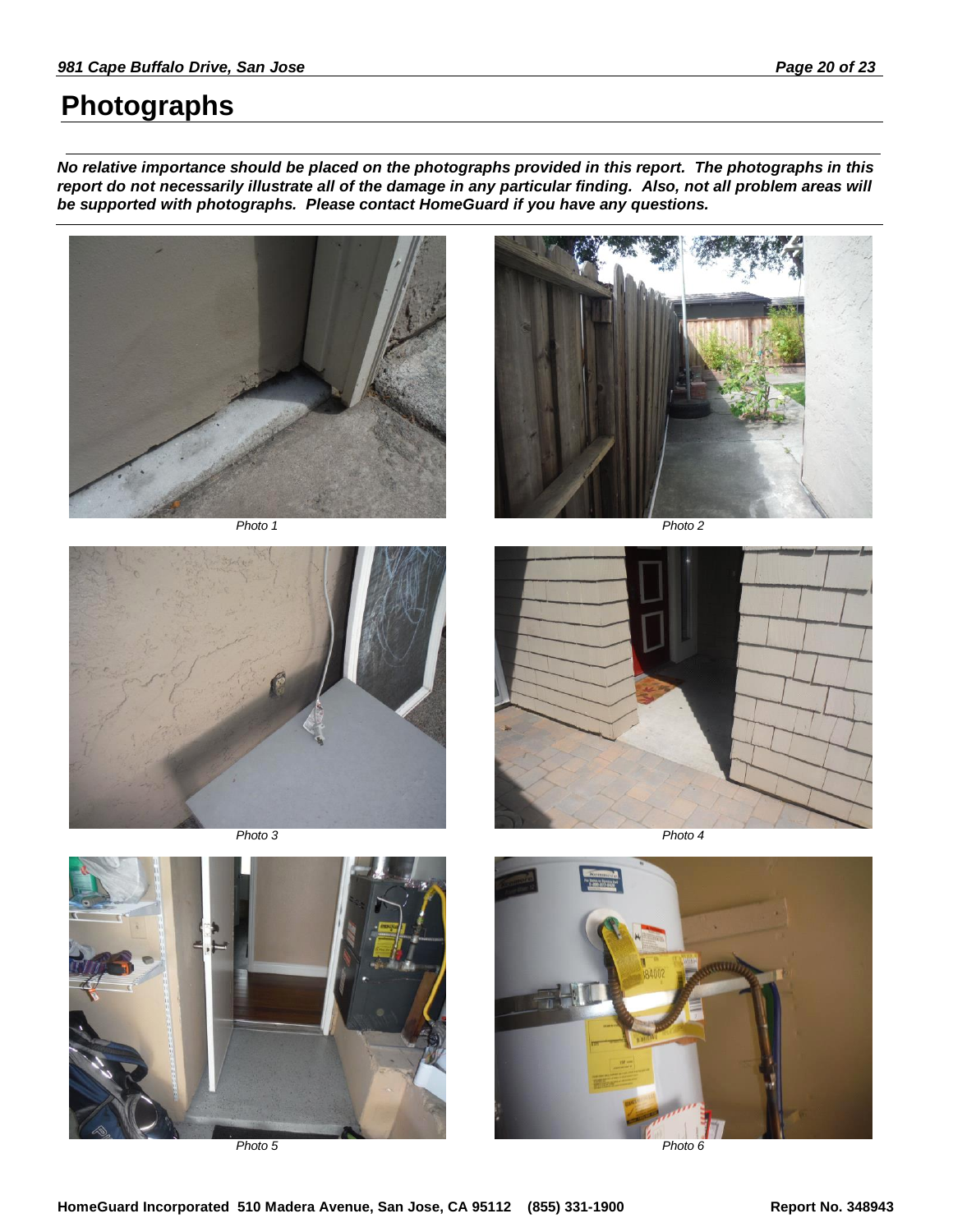# Photographs

***No relative importance should be placed on the photographs provided in this report. The photographs in this report do not necessarily illustrate all of the damage in any particular finding. Also, not all problem areas will be supported with photographs. Please contact HomeGuard if you have any questions.***

*Photo 1*

*Photo 2*

*Photo 3*

*Photo 4*

*Photo 5*

*Photo 6*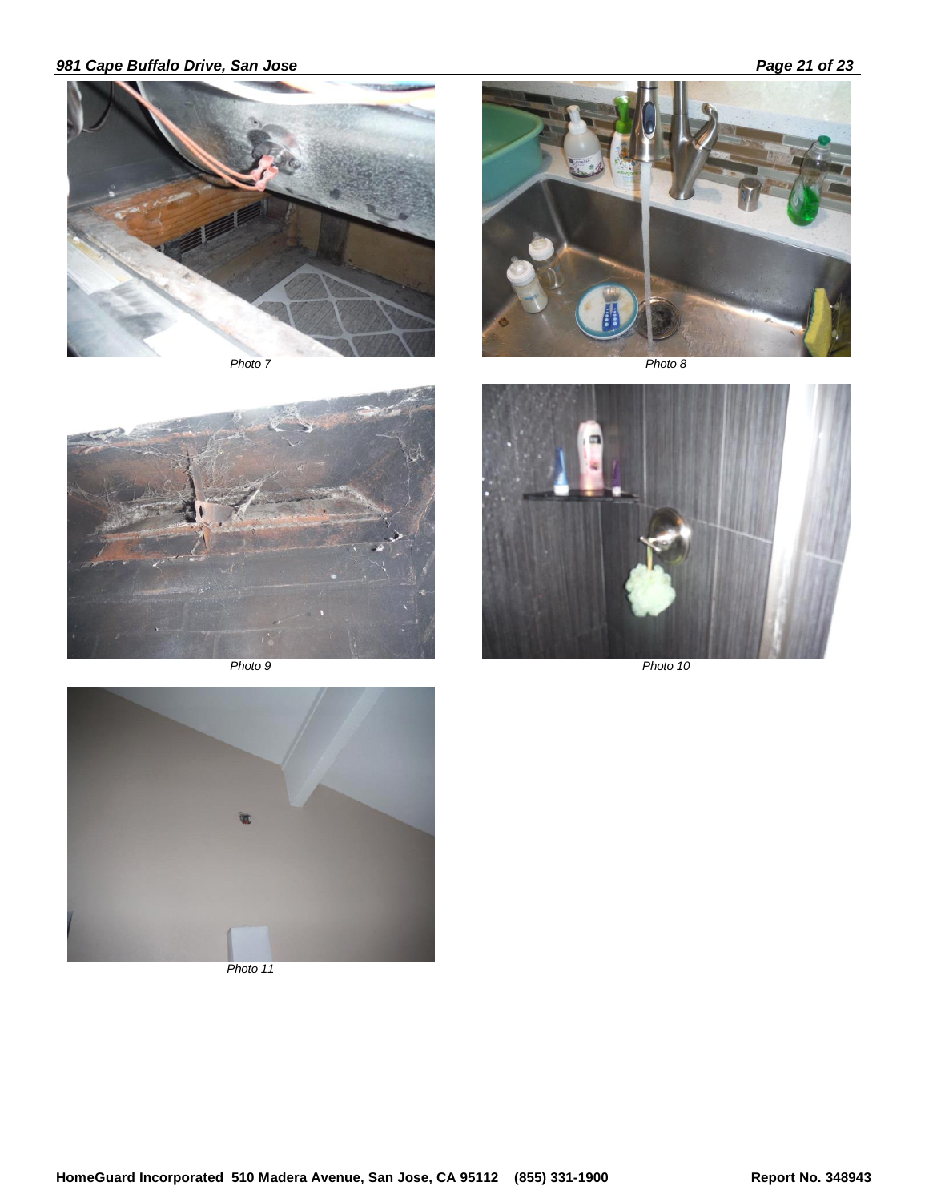Photo 7

Photo 8

Photo 9

Photo 10

Photo 11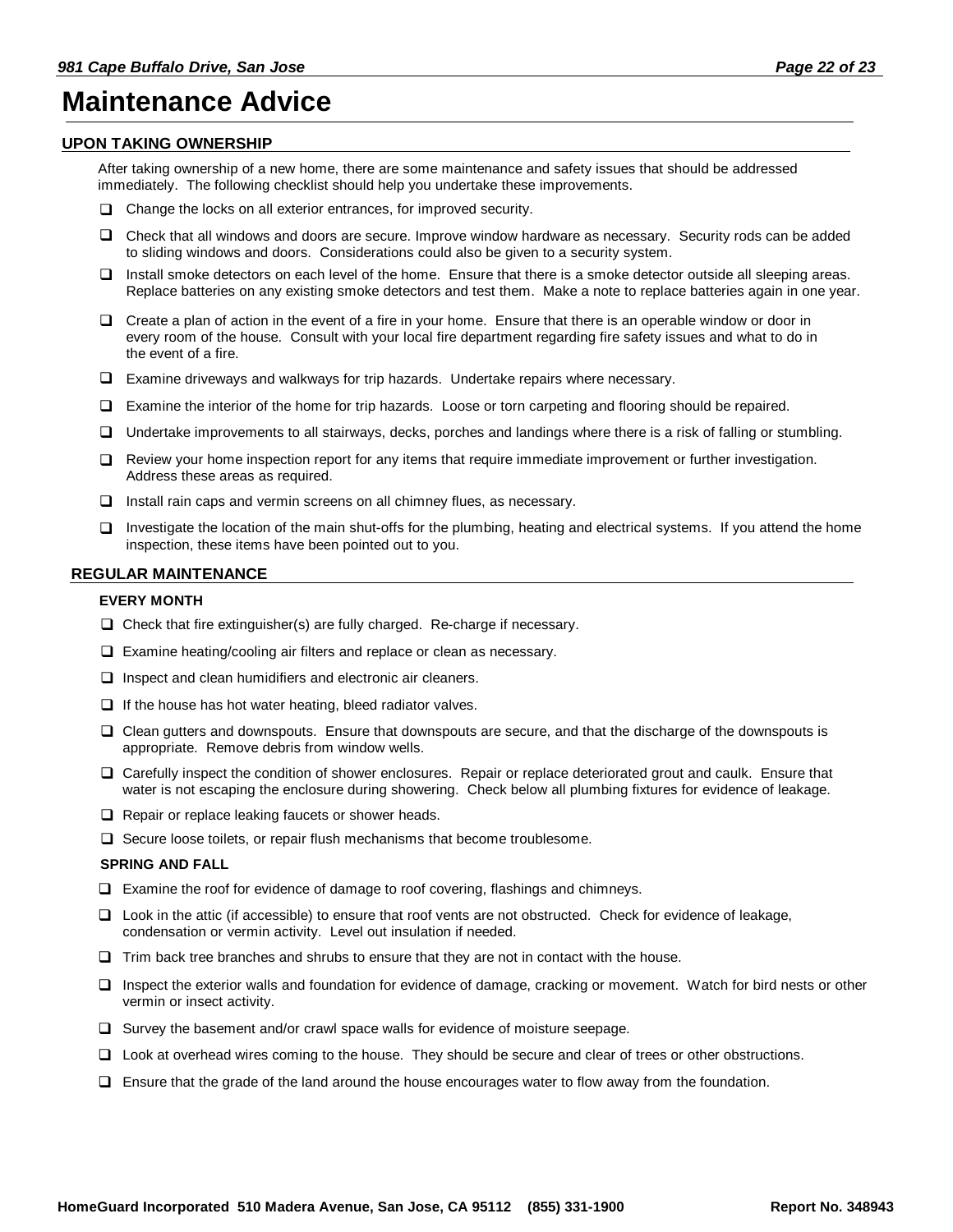# Maintenance Advice

## UPON TAKING OWNERSHIP

After taking ownership of a new home, there are some maintenance and safety issues that should be addressed immediately. The following checklist should help you undertake these improvements.

- ❑ Change the locks on all exterior entrances, for improved security.
- ❑ Check that all windows and doors are secure. Improve window hardware as necessary. Security rods can be added to sliding windows and doors. Considerations could also be given to a security system.
- ❑ Install smoke detectors on each level of the home. Ensure that there is a smoke detector outside all sleeping areas. Replace batteries on any existing smoke detectors and test them. Make a note to replace batteries again in one year.
- ❑ Create a plan of action in the event of a fire in your home. Ensure that there is an operable window or door in every room of the house. Consult with your local fire department regarding fire safety issues and what to do in the event of a fire.
- ❑ Examine driveways and walkways for trip hazards. Undertake repairs where necessary.
- ❑ Examine the interior of the home for trip hazards. Loose or torn carpeting and flooring should be repaired.
- ❑ Undertake improvements to all stairways, decks, porches and landings where there is a risk of falling or stumbling.
- ❑ Review your home inspection report for any items that require immediate improvement or further investigation. Address these areas as required.
- ❑ Install rain caps and vermin screens on all chimney flues, as necessary.
- ❑ Investigate the location of the main shut-offs for the plumbing, heating and electrical systems. If you attend the home inspection, these items have been pointed out to you.

## REGULAR MAINTENANCE

### EVERY MONTH

- ❑ Check that fire extinguisher(s) are fully charged. Re-charge if necessary.
- ❑ Examine heating/cooling air filters and replace or clean as necessary.
- ❑ Inspect and clean humidifiers and electronic air cleaners.
- ❑ If the house has hot water heating, bleed radiator valves.
- ❑ Clean gutters and downspouts. Ensure that downspouts are secure, and that the discharge of the downspouts is appropriate. Remove debris from window wells.
- ❑ Carefully inspect the condition of shower enclosures. Repair or replace deteriorated grout and caulk. Ensure that water is not escaping the enclosure during showering. Check below all plumbing fixtures for evidence of leakage.
- ❑ Repair or replace leaking faucets or shower heads.
- ❑ Secure loose toilets, or repair flush mechanisms that become troublesome.

### SPRING AND FALL

- ❑ Examine the roof for evidence of damage to roof covering, flashings and chimneys.
- ❑ Look in the attic (if accessible) to ensure that roof vents are not obstructed. Check for evidence of leakage, condensation or vermin activity. Level out insulation if needed.
- ❑ Trim back tree branches and shrubs to ensure that they are not in contact with the house.
- ❑ Inspect the exterior walls and foundation for evidence of damage, cracking or movement. Watch for bird nests or other vermin or insect activity.
- ❑ Survey the basement and/or crawl space walls for evidence of moisture seepage.
- ❑ Look at overhead wires coming to the house. They should be secure and clear of trees or other obstructions.
- ❑ Ensure that the grade of the land around the house encourages water to flow away from the foundation.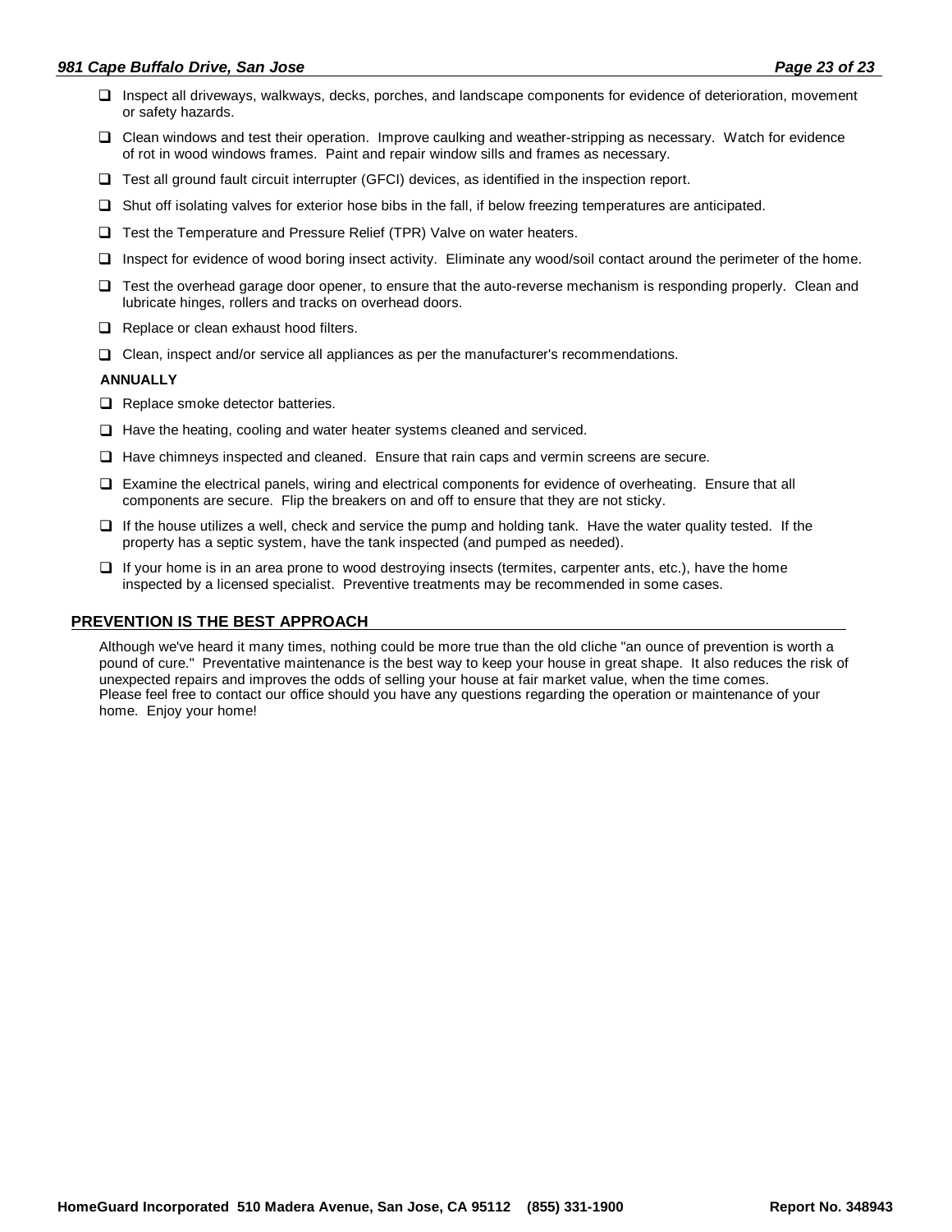- Inspect all driveways, walkways, decks, porches, and landscape components for evidence of deterioration, movement or safety hazards.
- Clean windows and test their operation. Improve caulking and weather-stripping as necessary. Watch for evidence of rot in wood windows frames. Paint and repair window sills and frames as necessary.
- Test all ground fault circuit interrupter (GFCI) devices, as identified in the inspection report.
- Shut off isolating valves for exterior hose bibs in the fall, if below freezing temperatures are anticipated.
- Test the Temperature and Pressure Relief (TPR) Valve on water heaters.
- Inspect for evidence of wood boring insect activity. Eliminate any wood/soil contact around the perimeter of the home.
- Test the overhead garage door opener, to ensure that the auto-reverse mechanism is responding properly. Clean and lubricate hinges, rollers and tracks on overhead doors.
- Replace or clean exhaust hood filters.
- Clean, inspect and/or service all appliances as per the manufacturer's recommendations.

**ANNUALLY**

- Replace smoke detector batteries.
- Have the heating, cooling and water heater systems cleaned and serviced.
- Have chimneys inspected and cleaned. Ensure that rain caps and vermin screens are secure.
- Examine the electrical panels, wiring and electrical components for evidence of overheating. Ensure that all components are secure. Flip the breakers on and off to ensure that they are not sticky.
- If the house utilizes a well, check and service the pump and holding tank. Have the water quality tested. If the property has a septic system, have the tank inspected (and pumped as needed).
- If your home is in an area prone to wood destroying insects (termites, carpenter ants, etc.), have the home inspected by a licensed specialist. Preventive treatments may be recommended in some cases.

## PREVENTION IS THE BEST APPROACH

Although we've heard it many times, nothing could be more true than the old cliche "an ounce of prevention is worth a pound of cure." Preventative maintenance is the best way to keep your house in great shape. It also reduces the risk of unexpected repairs and improves the odds of selling your house at fair market value, when the time comes.
Please feel free to contact our office should you have any questions regarding the operation or maintenance of your home. Enjoy your home!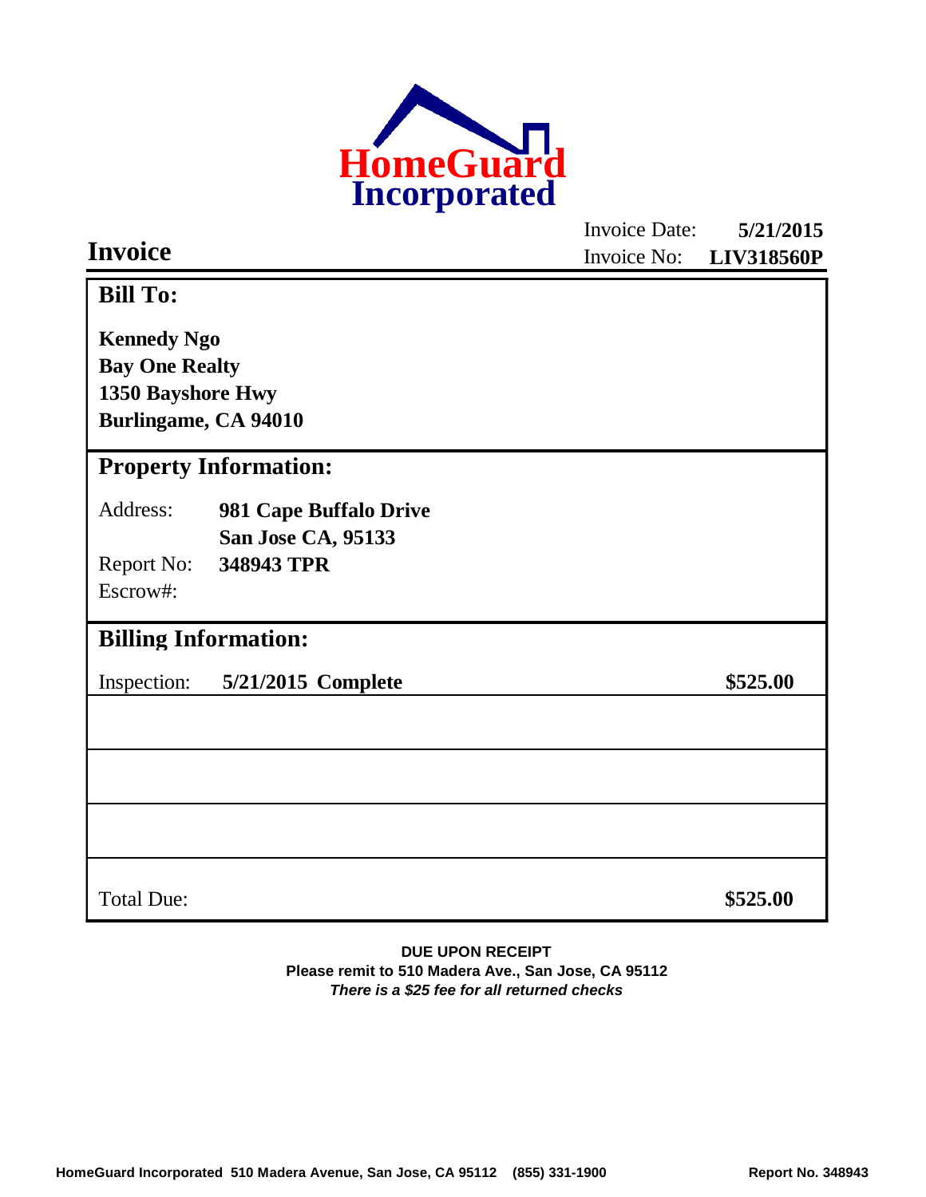**HomeGuard Incorporated**

# Invoice

Invoice Date: **5/21/2015**
Invoice No: **LIV318560P**

## Bill To:

**Kennedy Ngo**
**Bay One Realty**
**1350 Bayshore Hwy**
**Burlingame, CA 94010**

## Property Information:

Address: **981 Cape Buffalo Drive**
**San Jose CA, 95133**
Report No: **348943 TPR**
Escrow#:

## Billing Information:

| | |
|---|---|
| Inspection: **5/21/2015 Complete** | **$525.00** |
| | |
| | |
| | |
| Total Due: | **$525.00** |

**DUE UPON RECEIPT**
**Please remit to 510 Madera Ave., San Jose, CA 95112**
***There is a $25 fee for all returned checks***

**HomeGuard Incorporated 510 Madera Avenue, San Jose, CA 95112 (855) 331-1900** **Report No. 348943**